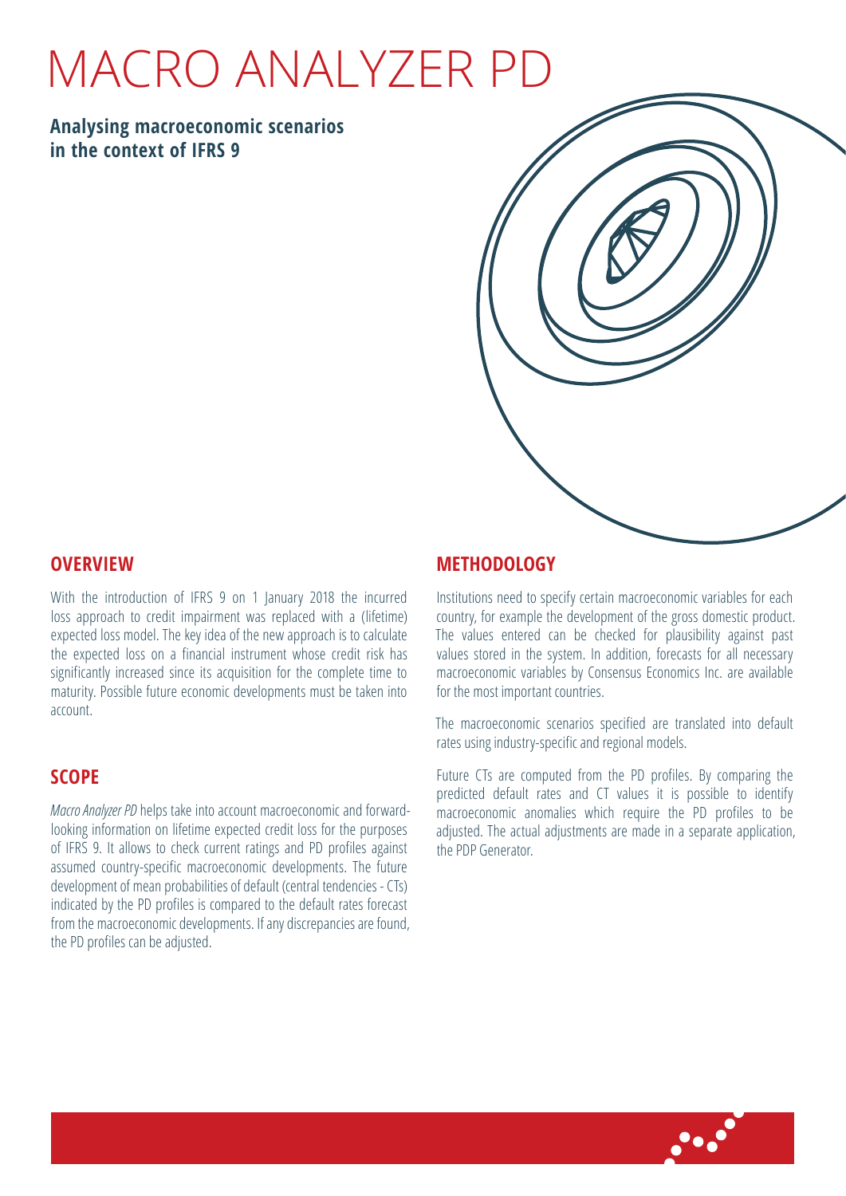# MACRO ANALYZER PD

**Analysing macroeconomic scenarios in the context of IFRS 9**

## OVERVIEW

With the introduction of IFRS 9 on 1 January 2018 the incurred loss approach to credit impairment was replaced with a (lifetime) expected loss model. The key idea of the new approach is to calculate the expected loss on a financial instrument whose credit risk has significantly increased since its acquisition for the complete time to maturity. Possible future economic developments must be taken into account.

## SCOPE

*Macro Analyzer PD* helps take into account macroeconomic and forward-looking information on lifetime expected credit loss for the purposes of IFRS 9. It allows to check current ratings and PD profiles against assumed country-specific macroeconomic developments. The future development of mean probabilities of default (central tendencies - CTs) indicated by the PD profiles is compared to the default rates forecast from the macroeconomic developments. If any discrepancies are found, the PD profiles can be adjusted.

## METHODOLOGY

Institutions need to specify certain macroeconomic variables for each country, for example the development of the gross domestic product. The values entered can be checked for plausibility against past values stored in the system. In addition, forecasts for all necessary macroeconomic variables by Consensus Economics Inc. are available for the most important countries.

The macroeconomic scenarios specified are translated into default rates using industry-specific and regional models.

Future CTs are computed from the PD profiles. By comparing the predicted default rates and CT values it is possible to identify macroeconomic anomalies which require the PD profiles to be adjusted. The actual adjustments are made in a separate application, the PDP Generator.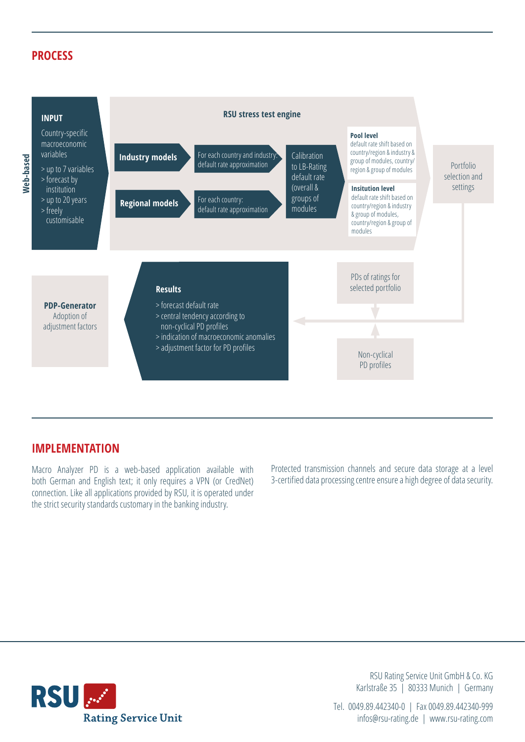## PROCESS

**INPUT**

Country-specific macroeconomic variables

> up to 7 variables
> forecast by institution
> up to 20 years
> freely customisable

**Web-based**

**RSU stress test engine**

**Industry models**

For each country and industry: default rate approximation

**Regional models**

For each country: default rate approximation

Calibration to LB-Rating default rate (overall & groups of modules)

**Pool level**
default rate shift based on country/region & industry & group of modules, country/region & group of modules

**Insitution level**
default rate shift based on country/region & industry & group of modules, country/region & group of modules

Portfolio selection and settings

PDs of ratings for selected portfolio

Non-cyclical PD profiles

**Results**

> forecast default rate
> central tendency according to non-cyclical PD profiles
> indication of macroeconomic anomalies
> adjustment factor for PD profiles

**PDP-Generator**
Adoption of adjustment factors

## IMPLEMENTATION

Macro Analyzer PD is a web-based application available with both German and English text; it only requires a VPN (or CredNet) connection. Like all applications provided by RSU, it is operated under the strict security standards customary in the banking industry.

Protected transmission channels and secure data storage at a level 3-certified data processing centre ensure a high degree of data security.

RSU Rating Service Unit

RSU Rating Service Unit GmbH & Co. KG
Karlstraße 35 | 80333 Munich | Germany

Tel. 0049.89.442340-0 | Fax 0049.89.442340-999
infos@rsu-rating.de | www.rsu-rating.com